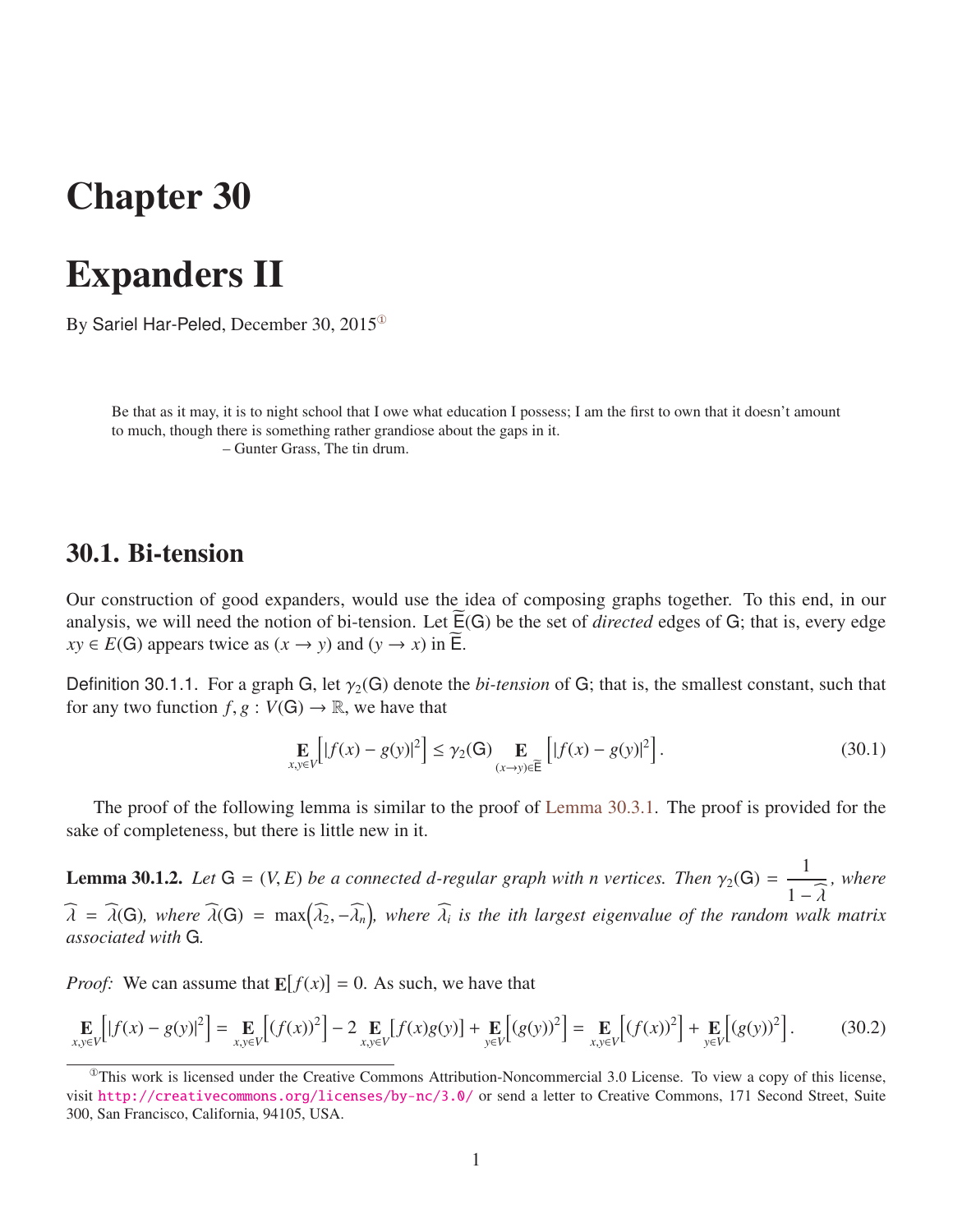# Chapter 30

# Expanders II

By Sariel Har-Peled, December 30, 2015[1]

> Be that as it may, it is to night school that I owe what education I possess; I am the first to own that it doesn't amount to much, though there is something rather grandiose about the gaps in it.
>
> – Gunter Grass, The tin drum.

## 30.1. Bi-tension

Our construction of good expanders, would use the idea of composing graphs together. To this end, in our analysis, we will need the notion of bi-tension. Let $\widetilde{\mathsf{E}}(\mathsf{G})$ be the set of *directed* edges of $\mathsf{G}$; that is, every edge $xy \in E(\mathsf{G})$ appears twice as $(x \to y)$ and $(y \to x)$ in $\widetilde{\mathsf{E}}$.

**Definition 30.1.1.** For a graph $\mathsf{G}$, let $\gamma_2(\mathsf{G})$ denote the *bi-tension* of $\mathsf{G}$; that is, the smallest constant, such that for any two function $f, g : V(\mathsf{G}) \to \mathbb{R}$, we have that

$$\mathop{\mathbf{E}}_{x,y \in V}\Big[|f(x) - g(y)|^2\Big] \leq \gamma_2(\mathsf{G}) \mathop{\mathbf{E}}_{(x \to y) \in \widetilde{\mathsf{E}}}\Big[|f(x) - g(y)|^2\Big]. \tag{30.1}$$

The proof of the following lemma is similar to the proof of Lemma 30.3.1. The proof is provided for the sake of completeness, but there is little new in it.

**Lemma 30.1.2.** *Let $\mathsf{G} = (V, E)$ be a connected $d$-regular graph with $n$ vertices. Then $\gamma_2(\mathsf{G}) = \dfrac{1}{1 - \widehat{\lambda}}$, where $\widehat{\lambda} = \widehat{\lambda}(\mathsf{G})$, where $\widehat{\lambda}(\mathsf{G}) = \max\big(\widehat{\lambda_2}, -\widehat{\lambda_n}\big)$, where $\widehat{\lambda_i}$ is the $i$th largest eigenvalue of the random walk matrix associated with $\mathsf{G}$.*

*Proof:* We can assume that $\mathbf{E}[f(x)] = 0$. As such, we have that

$$\mathop{\mathbf{E}}_{x,y \in V}\Big[|f(x) - g(y)|^2\Big] = \mathop{\mathbf{E}}_{x,y \in V}\Big[(f(x))^2\Big] - 2 \mathop{\mathbf{E}}_{x,y \in V}\big[f(x)g(y)\big] + \mathop{\mathbf{E}}_{y \in V}\Big[(g(y))^2\Big] = \mathop{\mathbf{E}}_{x,y \in V}\Big[(f(x))^2\Big] + \mathop{\mathbf{E}}_{y \in V}\Big[(g(y))^2\Big]. \tag{30.2}$$

---

[1] This work is licensed under the Creative Commons Attribution-Noncommercial 3.0 License. To view a copy of this license, visit http://creativecommons.org/licenses/by-nc/3.0/ or send a letter to Creative Commons, 171 Second Street, Suite 300, San Francisco, California, 94105, USA.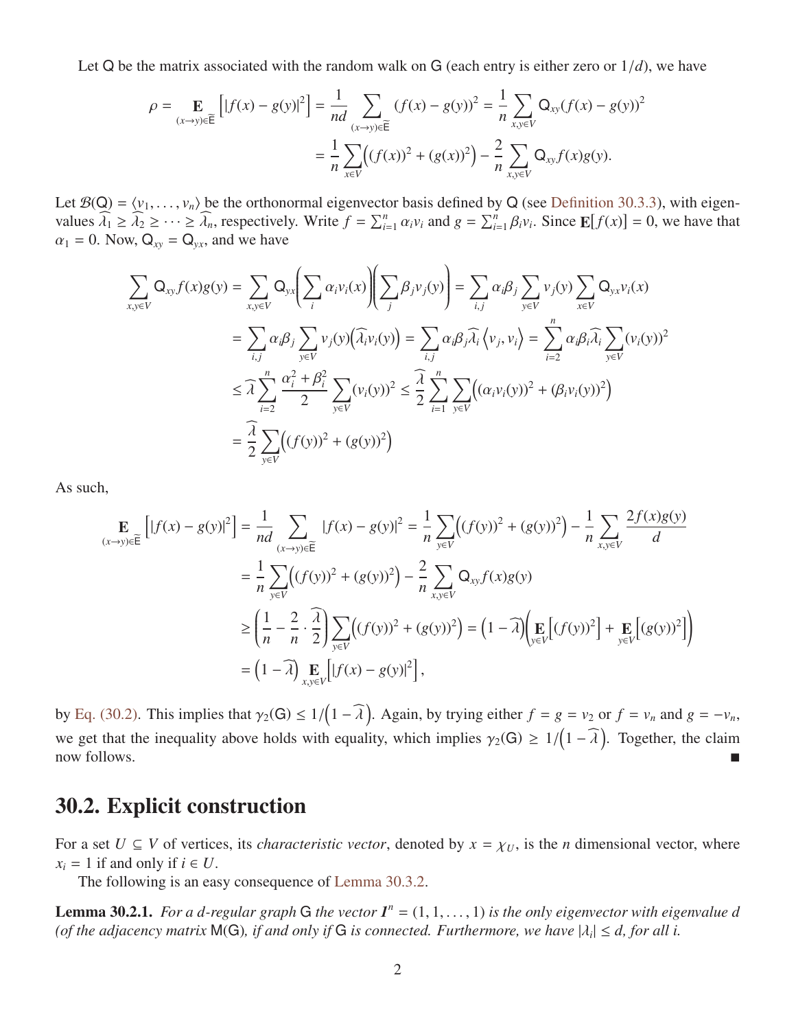Let $\mathsf{Q}$ be the matrix associated with the random walk on $\mathsf{G}$ (each entry is either zero or $1/d$), we have

$$\rho = \mathop{\mathbf{E}}_{(x\to y)\in\widetilde{\mathsf{E}}}\Big[|f(x)-g(y)|^2\Big] = \frac{1}{nd}\sum_{(x\to y)\in\widetilde{\mathsf{E}}}(f(x)-g(y))^2 = \frac{1}{n}\sum_{x,y\in V}\mathsf{Q}_{xy}(f(x)-g(y))^2$$
$$= \frac{1}{n}\sum_{x\in V}\Big((f(x))^2+(g(x))^2\Big) - \frac{2}{n}\sum_{x,y\in V}\mathsf{Q}_{xy}f(x)g(y).$$

Let $\mathcal{B}(\mathsf{Q}) = \langle v_1,\ldots,v_n\rangle$ be the orthonormal eigenvector basis defined by $\mathsf{Q}$ (see Definition 30.3.3), with eigenvalues $\widehat{\lambda}_1 \geq \widehat{\lambda}_2 \geq \cdots \geq \widehat{\lambda}_n$, respectively. Write $f = \sum_{i=1}^n \alpha_i v_i$ and $g = \sum_{i=1}^n \beta_i v_i$. Since $\mathbf{E}[f(x)] = 0$, we have that $\alpha_1 = 0$. Now, $\mathsf{Q}_{xy} = \mathsf{Q}_{yx}$, and we have

$$\sum_{x,y\in V}\mathsf{Q}_{xy}f(x)g(y) = \sum_{x,y\in V}\mathsf{Q}_{yx}\Bigg(\sum_i \alpha_i v_i(x)\Bigg)\Bigg(\sum_j \beta_j v_j(y)\Bigg) = \sum_{i,j}\alpha_i\beta_j\sum_{y\in V}v_j(y)\sum_{x\in V}\mathsf{Q}_{yx}v_i(x)$$
$$= \sum_{i,j}\alpha_i\beta_j\sum_{y\in V}v_j(y)\Big(\widehat{\lambda}_i v_i(y)\Big) = \sum_{i,j}\alpha_i\beta_j\widehat{\lambda}_i\left\langle v_j, v_i\right\rangle = \sum_{i=2}^n \alpha_i\beta_i\widehat{\lambda}_i\sum_{y\in V}(v_i(y))^2$$
$$\leq \widehat{\lambda}\sum_{i=2}^n\frac{\alpha_i^2+\beta_i^2}{2}\sum_{y\in V}(v_i(y))^2 \leq \frac{\widehat{\lambda}}{2}\sum_{i=1}^n\sum_{y\in V}\Big((\alpha_i v_i(y))^2 + (\beta_i v_i(y))^2\Big)$$
$$= \frac{\widehat{\lambda}}{2}\sum_{y\in V}\Big((f(y))^2+(g(y))^2\Big)$$

As such,

$$\mathop{\mathbf{E}}_{(x\to y)\in\widetilde{\mathsf{E}}}\Big[|f(x)-g(y)|^2\Big] = \frac{1}{nd}\sum_{(x\to y)\in\widetilde{\mathsf{E}}}|f(x)-g(y)|^2 = \frac{1}{n}\sum_{y\in V}\Big((f(y))^2+(g(y))^2\Big) - \frac{1}{n}\sum_{x,y\in V}\frac{2f(x)g(y)}{d}$$
$$= \frac{1}{n}\sum_{y\in V}\Big((f(y))^2+(g(y))^2\Big) - \frac{2}{n}\sum_{x,y\in V}\mathsf{Q}_{xy}f(x)g(y)$$
$$\geq \left(\frac{1}{n}-\frac{2}{n}\cdot\frac{\widehat{\lambda}}{2}\right)\sum_{y\in V}\Big((f(y))^2+(g(y))^2\Big) = \Big(1-\widehat{\lambda}\Big)\Big(\mathop{\mathbf{E}}_{y\in V}\Big[(f(y))^2\Big] + \mathop{\mathbf{E}}_{y\in V}\Big[(g(y))^2\Big]\Big)$$
$$= \Big(1-\widehat{\lambda}\Big)\mathop{\mathbf{E}}_{x,y\in V}\Big[|f(x)-g(y)|^2\Big],$$

by Eq. (30.2). This implies that $\gamma_2(\mathsf{G}) \leq 1/\Big(1-\widehat{\lambda}\Big)$. Again, by trying either $f = g = v_2$ or $f = v_n$ and $g = -v_n$, we get that the inequality above holds with equality, which implies $\gamma_2(\mathsf{G}) \geq 1/\Big(1-\widehat{\lambda}\Big)$. Together, the claim now follows. ∎

## 30.2. Explicit construction

For a set $U \subseteq V$ of vertices, its *characteristic vector*, denoted by $x = \chi_U$, is the $n$ dimensional vector, where $x_i = 1$ if and only if $i \in U$.

The following is an easy consequence of Lemma 30.3.2.

**Lemma 30.2.1.** *For a $d$-regular graph $\mathsf{G}$ the vector $\mathbf{1}^n = (1, 1, \ldots, 1)$ is the only eigenvector with eigenvalue $d$ (of the adjacency matrix $\mathsf{M}(\mathsf{G})$, if and only if $\mathsf{G}$ is connected. Furthermore, we have $|\lambda_i| \leq d$, for all $i$.*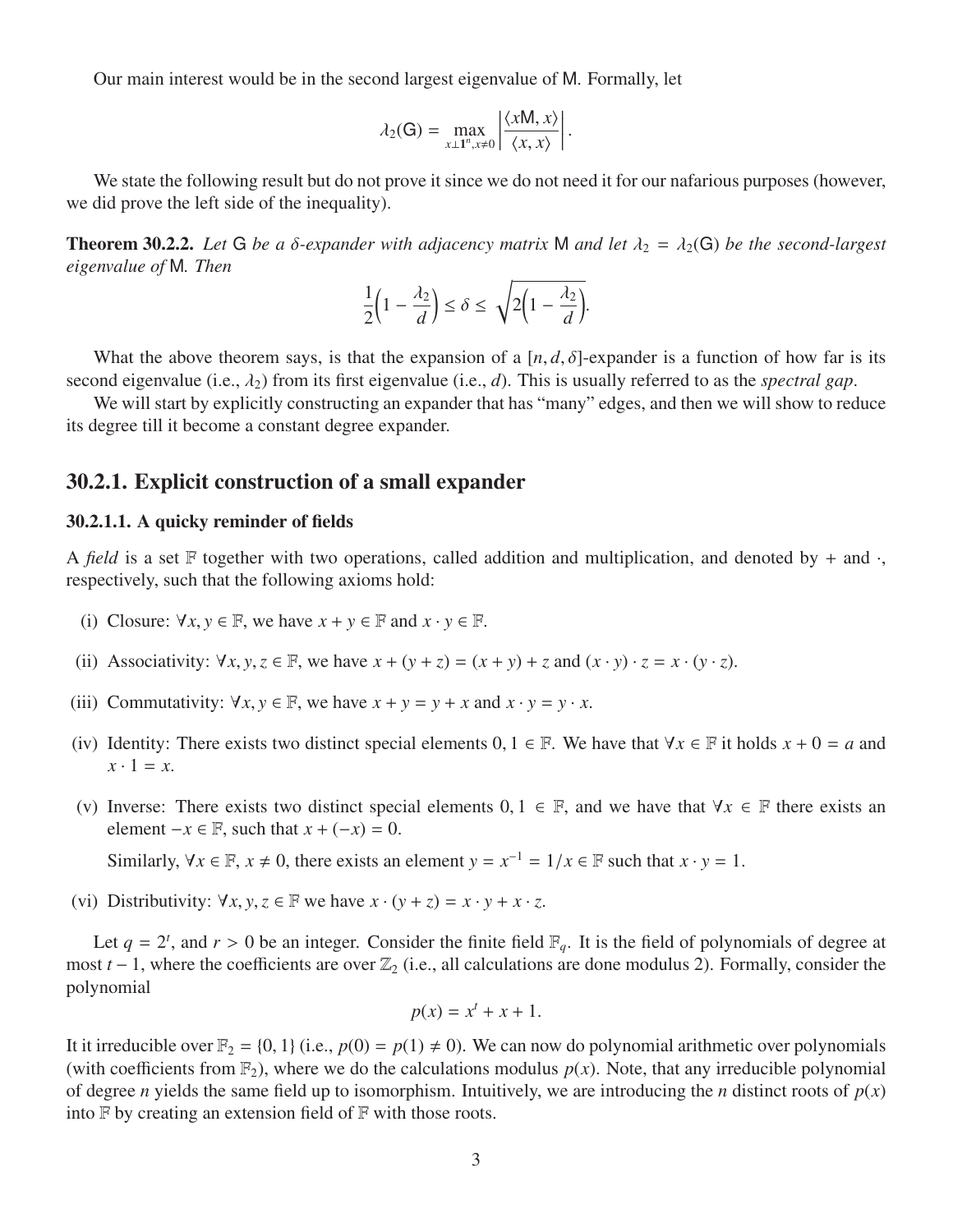Our main interest would be in the second largest eigenvalue of $\mathsf{M}$. Formally, let

$$\lambda_2(\mathsf{G}) = \max_{x \perp \mathbf{1}^n, x \neq 0} \left| \frac{\langle x\mathsf{M}, x \rangle}{\langle x, x \rangle} \right|.$$

We state the following result but do not prove it since we do not need it for our nafarious purposes (however, we did prove the left side of the inequality).

**Theorem 30.2.2.** *Let $\mathsf{G}$ be a $\delta$-expander with adjacency matrix $\mathsf{M}$ and let $\lambda_2 = \lambda_2(\mathsf{G})$ be the second-largest eigenvalue of $\mathsf{M}$. Then*

$$\frac{1}{2}\left(1 - \frac{\lambda_2}{d}\right) \leq \delta \leq \sqrt{2\left(1 - \frac{\lambda_2}{d}\right)}.$$

What the above theorem says, is that the expansion of a $[n, d, \delta]$-expander is a function of how far is its second eigenvalue (i.e., $\lambda_2$) from its first eigenvalue (i.e., $d$). This is usually referred to as the *spectral gap*.

We will start by explicitly constructing an expander that has "many" edges, and then we will show to reduce its degree till it become a constant degree expander.

## 30.2.1. Explicit construction of a small expander

### 30.2.1.1. A quicky reminder of fields

A *field* is a set $\mathbb{F}$ together with two operations, called addition and multiplication, and denoted by $+$ and $\cdot$, respectively, such that the following axioms hold:

(i) Closure: $\forall x, y \in \mathbb{F}$, we have $x + y \in \mathbb{F}$ and $x \cdot y \in \mathbb{F}$.

(ii) Associativity: $\forall x, y, z \in \mathbb{F}$, we have $x + (y + z) = (x + y) + z$ and $(x \cdot y) \cdot z = x \cdot (y \cdot z)$.

(iii) Commutativity: $\forall x, y \in \mathbb{F}$, we have $x + y = y + x$ and $x \cdot y = y \cdot x$.

(iv) Identity: There exists two distinct special elements $0, 1 \in \mathbb{F}$. We have that $\forall x \in \mathbb{F}$ it holds $x + 0 = a$ and $x \cdot 1 = x$.

(v) Inverse: There exists two distinct special elements $0, 1 \in \mathbb{F}$, and we have that $\forall x \in \mathbb{F}$ there exists an element $-x \in \mathbb{F}$, such that $x + (-x) = 0$.

Similarly, $\forall x \in \mathbb{F}$, $x \neq 0$, there exists an element $y = x^{-1} = 1/x \in \mathbb{F}$ such that $x \cdot y = 1$.

(vi) Distributivity: $\forall x, y, z \in \mathbb{F}$ we have $x \cdot (y + z) = x \cdot y + x \cdot z$.

Let $q = 2^t$, and $r > 0$ be an integer. Consider the finite field $\mathbb{F}_q$. It is the field of polynomials of degree at most $t - 1$, where the coefficients are over $\mathbb{Z}_2$ (i.e., all calculations are done modulus 2). Formally, consider the polynomial

$$p(x) = x^t + x + 1.$$

It it irreducible over $\mathbb{F}_2 = \{0, 1\}$ (i.e., $p(0) = p(1) \neq 0$). We can now do polynomial arithmetic over polynomials (with coefficients from $\mathbb{F}_2$), where we do the calculations modulus $p(x)$. Note, that any irreducible polynomial of degree $n$ yields the same field up to isomorphism. Intuitively, we are introducing the $n$ distinct roots of $p(x)$ into $\mathbb{F}$ by creating an extension field of $\mathbb{F}$ with those roots.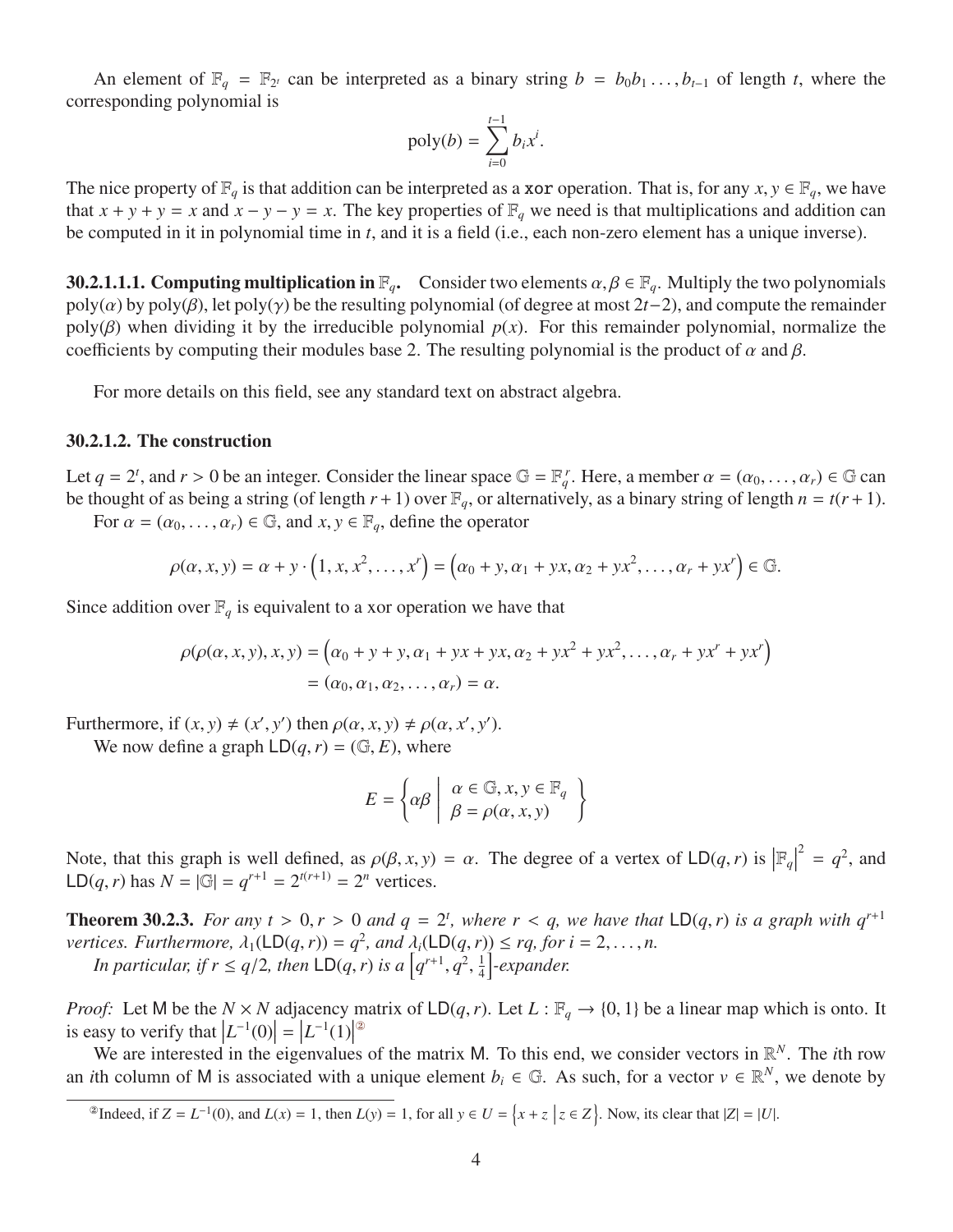An element of $\mathbb{F}_q = \mathbb{F}_{2^t}$ can be interpreted as a binary string $b = b_0 b_1 \ldots, b_{t-1}$ of length $t$, where the corresponding polynomial is

$$\text{poly}(b) = \sum_{i=0}^{t-1} b_i x^i.$$

The nice property of $\mathbb{F}_q$ is that addition can be interpreted as a `xor` operation. That is, for any $x, y \in \mathbb{F}_q$, we have that $x + y + y = x$ and $x - y - y = x$. The key properties of $\mathbb{F}_q$ we need is that multiplications and addition can be computed in it in polynomial time in $t$, and it is a field (i.e., each non-zero element has a unique inverse).

**30.2.1.1.1. Computing multiplication in $\mathbb{F}_q$.** Consider two elements $\alpha, \beta \in \mathbb{F}_q$. Multiply the two polynomials poly($\alpha$) by poly($\beta$), let poly($\gamma$) be the resulting polynomial (of degree at most $2t-2$), and compute the remainder poly($\beta$) when dividing it by the irreducible polynomial $p(x)$. For this remainder polynomial, normalize the coefficients by computing their modules base 2. The resulting polynomial is the product of $\alpha$ and $\beta$.

For more details on this field, see any standard text on abstract algebra.

### 30.2.1.2. The construction

Let $q = 2^t$, and $r > 0$ be an integer. Consider the linear space $\mathbb{G} = \mathbb{F}_q^r$. Here, a member $\alpha = (\alpha_0, \ldots, \alpha_r) \in \mathbb{G}$ can be thought of as being a string (of length $r+1$) over $\mathbb{F}_q$, or alternatively, as a binary string of length $n = t(r+1)$.

For $\alpha = (\alpha_0, \ldots, \alpha_r) \in \mathbb{G}$, and $x, y \in \mathbb{F}_q$, define the operator

$$\rho(\alpha, x, y) = \alpha + y \cdot \left(1, x, x^2, \ldots, x^r\right) = \left(\alpha_0 + y, \alpha_1 + yx, \alpha_2 + yx^2, \ldots, \alpha_r + yx^r\right) \in \mathbb{G}.$$

Since addition over $\mathbb{F}_q$ is equivalent to a xor operation we have that

$$\begin{aligned}\rho(\rho(\alpha, x, y), x, y) &= \left(\alpha_0 + y + y, \alpha_1 + yx + yx, \alpha_2 + yx^2 + yx^2, \ldots, \alpha_r + yx^r + yx^r\right) \\ &= (\alpha_0, \alpha_1, \alpha_2, \ldots, \alpha_r) = \alpha.\end{aligned}$$

Furthermore, if $(x, y) \neq (x', y')$ then $\rho(\alpha, x, y) \neq \rho(\alpha, x', y')$.

We now define a graph $\mathsf{LD}(q, r) = (\mathbb{G}, E)$, where

$$E = \left\{ \alpha\beta \;\middle|\; \begin{array}{l} \alpha \in \mathbb{G}, x, y \in \mathbb{F}_q \\ \beta = \rho(\alpha, x, y) \end{array} \right\}$$

Note, that this graph is well defined, as $\rho(\beta, x, y) = \alpha$. The degree of a vertex of $\mathsf{LD}(q, r)$ is $\left|\mathbb{F}_q\right|^2 = q^2$, and $\mathsf{LD}(q, r)$ has $N = |\mathbb{G}| = q^{r+1} = 2^{t(r+1)} = 2^n$ vertices.

**Theorem 30.2.3.** *For any $t > 0, r > 0$ and $q = 2^t$, where $r < q$, we have that $\mathsf{LD}(q, r)$ is a graph with $q^{r+1}$ vertices. Furthermore, $\lambda_1(\mathsf{LD}(q, r)) = q^2$, and $\lambda_i(\mathsf{LD}(q, r)) \leq rq$, for $i = 2, \ldots, n$.*

*In particular, if $r \leq q/2$, then $\mathsf{LD}(q, r)$ is a $\left[q^{r+1}, q^2, \frac{1}{4}\right]$-expander.*

*Proof:* Let $\mathsf{M}$ be the $N \times N$ adjacency matrix of $\mathsf{LD}(q, r)$. Let $L : \mathbb{F}_q \to \{0, 1\}$ be a linear map which is onto. It is easy to verify that $\left|L^{-1}(0)\right| = \left|L^{-1}(1)\right|$[2]

We are interested in the eigenvalues of the matrix $\mathsf{M}$. To this end, we consider vectors in $\mathbb{R}^N$. The $i$th row an $i$th column of $\mathsf{M}$ is associated with a unique element $b_i \in \mathbb{G}$. As such, for a vector $v \in \mathbb{R}^N$, we denote by

---

[2] Indeed, if $Z = L^{-1}(0)$, and $L(x) = 1$, then $L(y) = 1$, for all $y \in U = \left\{x + z \;\middle|\; z \in Z\right\}$. Now, its clear that $|Z| = |U|$.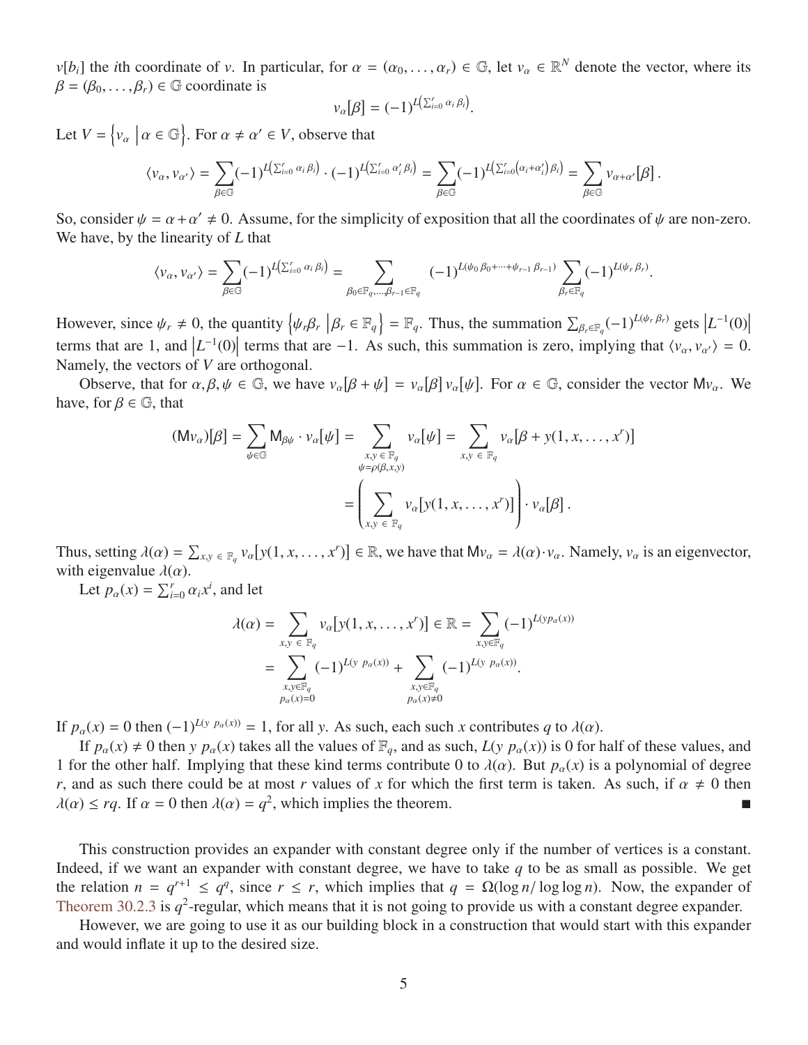$v[b_i]$ the $i$th coordinate of $v$. In particular, for $\alpha = (\alpha_0, \ldots, \alpha_r) \in \mathbb{G}$, let $v_\alpha \in \mathbb{R}^N$ denote the vector, where its $\beta = (\beta_0, \ldots, \beta_r) \in \mathbb{G}$ coordinate is

$$v_\alpha[\beta] = (-1)^{L\left(\sum_{i=0}^r \alpha_i \beta_i\right)}.$$

Let $V = \left\{ v_\alpha \;\middle|\; \alpha \in \mathbb{G} \right\}$. For $\alpha \neq \alpha' \in V$, observe that

$$\langle v_\alpha, v_{\alpha'} \rangle = \sum_{\beta \in \mathbb{G}} (-1)^{L\left(\sum_{i=0}^r \alpha_i \beta_i\right)} \cdot (-1)^{L\left(\sum_{i=0}^r \alpha'_i \beta_i\right)} = \sum_{\beta \in \mathbb{G}} (-1)^{L\left(\sum_{i=0}^r \left(\alpha_i + \alpha'_i\right) \beta_i\right)} = \sum_{\beta \in \mathbb{G}} v_{\alpha+\alpha'}[\beta]\,.$$

So, consider $\psi = \alpha + \alpha' \neq 0$. Assume, for the simplicity of exposition that all the coordinates of $\psi$ are non-zero. We have, by the linearity of $L$ that

$$\langle v_\alpha, v_{\alpha'} \rangle = \sum_{\beta \in \mathbb{G}} (-1)^{L\left(\sum_{i=0}^r \alpha_i \beta_i\right)} = \sum_{\beta_0 \in \mathbb{F}_q, \ldots, \beta_{r-1} \in \mathbb{F}_q} (-1)^{L(\psi_0 \beta_0 + \cdots + \psi_{r-1} \beta_{r-1})} \sum_{\beta_r \in \mathbb{F}_q} (-1)^{L(\psi_r \beta_r)}.$$

However, since $\psi_r \neq 0$, the quantity $\left\{ \psi_r \beta_r \;\middle|\; \beta_r \in \mathbb{F}_q \right\} = \mathbb{F}_q$. Thus, the summation $\sum_{\beta_r \in \mathbb{F}_q} (-1)^{L(\psi_r \beta_r)}$ gets $\left|L^{-1}(0)\right|$ terms that are 1, and $\left|L^{-1}(0)\right|$ terms that are $-1$. As such, this summation is zero, implying that $\langle v_\alpha, v_{\alpha'} \rangle = 0$. Namely, the vectors of $V$ are orthogonal.

Observe, that for $\alpha, \beta, \psi \in \mathbb{G}$, we have $v_\alpha[\beta + \psi] = v_\alpha[\beta]\, v_\alpha[\psi]$. For $\alpha \in \mathbb{G}$, consider the vector $\mathsf{M} v_\alpha$. We have, for $\beta \in \mathbb{G}$, that

$$(\mathsf{M} v_\alpha)[\beta] = \sum_{\psi \in \mathbb{G}} \mathsf{M}_{\beta\psi} \cdot v_\alpha[\psi] = \sum_{\substack{x, y \,\in\, \mathbb{F}_q \\ \psi = \rho(\beta, x, y)}} v_\alpha[\psi] = \sum_{x, y \,\in\, \mathbb{F}_q} v_\alpha[\beta + y(1, x, \ldots, x^r)]$$

$$= \left( \sum_{x, y \,\in\, \mathbb{F}_q} v_\alpha[y(1, x, \ldots, x^r)] \right) \cdot v_\alpha[\beta]\,.$$

Thus, setting $\lambda(\alpha) = \sum_{x, y \,\in\, \mathbb{F}_q} v_\alpha[y(1, x, \ldots, x^r)] \in \mathbb{R}$, we have that $\mathsf{M} v_\alpha = \lambda(\alpha) \cdot v_\alpha$. Namely, $v_\alpha$ is an eigenvector, with eigenvalue $\lambda(\alpha)$.

Let $p_\alpha(x) = \sum_{i=0}^r \alpha_i x^i$, and let

$$\lambda(\alpha) = \sum_{x, y \,\in\, \mathbb{F}_q} v_\alpha[y(1, x, \ldots, x^r)] \in \mathbb{R} = \sum_{x, y \in \mathbb{F}_q} (-1)^{L(y p_\alpha(x))}$$

$$= \sum_{\substack{x, y \in \mathbb{F}_q \\ p_\alpha(x) = 0}} (-1)^{L(y\ p_\alpha(x))} + \sum_{\substack{x, y \in \mathbb{F}_q \\ p_\alpha(x) \neq 0}} (-1)^{L(y\ p_\alpha(x))}.$$

If $p_\alpha(x) = 0$ then $(-1)^{L(y\ p_\alpha(x))} = 1$, for all $y$. As such, each such $x$ contributes $q$ to $\lambda(\alpha)$.

If $p_\alpha(x) \neq 0$ then $y\ p_\alpha(x)$ takes all the values of $\mathbb{F}_q$, and as such, $L(y\ p_\alpha(x))$ is 0 for half of these values, and 1 for the other half. Implying that these kind terms contribute 0 to $\lambda(\alpha)$. But $p_\alpha(x)$ is a polynomial of degree $r$, and as such there could be at most $r$ values of $x$ for which the first term is taken. As such, if $\alpha \neq 0$ then $\lambda(\alpha) \leq rq$. If $\alpha = 0$ then $\lambda(\alpha) = q^2$, which implies the theorem. ■

This construction provides an expander with constant degree only if the number of vertices is a constant. Indeed, if we want an expander with constant degree, we have to take $q$ to be as small as possible. We get the relation $n = q^{r+1} \leq q^q$, since $r \leq r$, which implies that $q = \Omega(\log n / \log \log n)$. Now, the expander of Theorem 30.2.3 is $q^2$-regular, which means that it is not going to provide us with a constant degree expander.

However, we are going to use it as our building block in a construction that would start with this expander and would inflate it up to the desired size.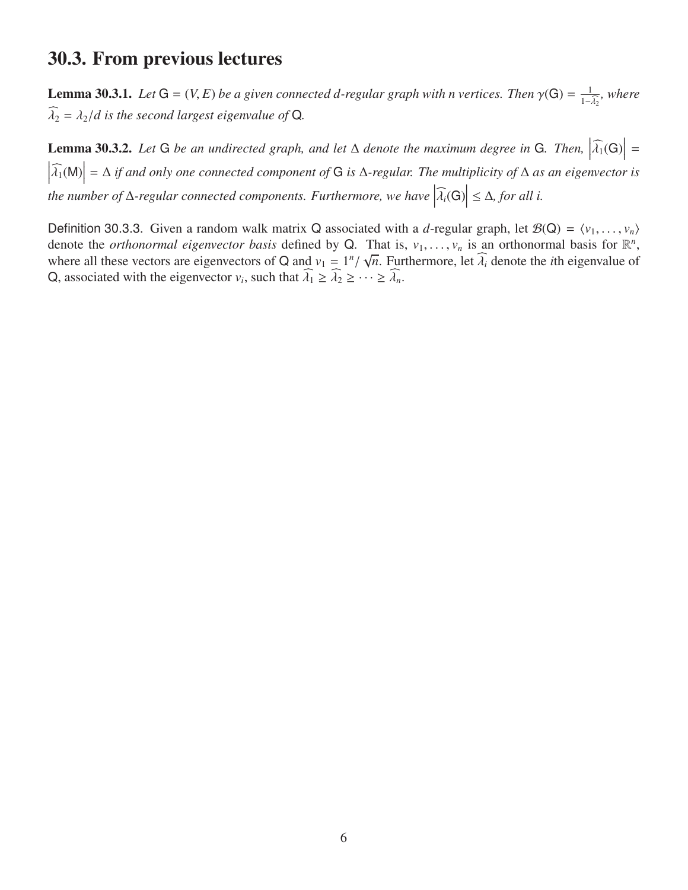## 30.3. From previous lectures

**Lemma 30.3.1.** *Let $\mathsf{G} = (V, E)$ be a given connected $d$-regular graph with $n$ vertices. Then $\gamma(\mathsf{G}) = \frac{1}{1-\widehat{\lambda_2}}$, where $\widehat{\lambda_2} = \lambda_2/d$ is the second largest eigenvalue of $\mathsf{Q}$.*

**Lemma 30.3.2.** *Let $\mathsf{G}$ be an undirected graph, and let $\Delta$ denote the maximum degree in $\mathsf{G}$. Then, $\left|\widehat{\lambda_1}(\mathsf{G})\right| = \left|\widehat{\lambda_1}(\mathsf{M})\right| = \Delta$ if and only one connected component of $\mathsf{G}$ is $\Delta$-regular. The multiplicity of $\Delta$ as an eigenvector is the number of $\Delta$-regular connected components. Furthermore, we have $\left|\widehat{\lambda_i}(\mathsf{G})\right| \leq \Delta$, for all $i$.*

Definition 30.3.3. Given a random walk matrix $\mathsf{Q}$ associated with a $d$-regular graph, let $\mathcal{B}(\mathsf{Q}) = \langle v_1, \ldots, v_n \rangle$ denote the *orthonormal eigenvector basis* defined by $\mathsf{Q}$. That is, $v_1, \ldots, v_n$ is an orthonormal basis for $\mathbb{R}^n$, where all these vectors are eigenvectors of $\mathsf{Q}$ and $v_1 = 1^n/\sqrt{n}$. Furthermore, let $\widehat{\lambda_i}$ denote the $i$th eigenvalue of $\mathsf{Q}$, associated with the eigenvector $v_i$, such that $\widehat{\lambda_1} \geq \widehat{\lambda_2} \geq \cdots \geq \widehat{\lambda_n}$.